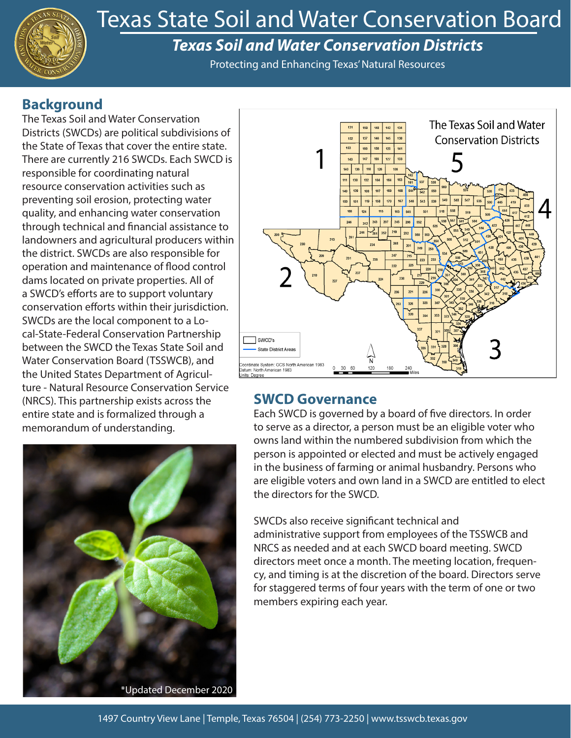# Texas State Soil and Water Conservation Board

## *Texas Soil and Water Conservation Districts*

Protecting and Enhancing Texas' Natural Resources

## Background

The Texas Soil and Water Conservation Districts (SWCDs) are political subdivisions of the State of Texas that cover the entire state. There are currently 216 SWCDs. Each SWCD is responsible for coordinating natural resource conservation activities such as preventing soil erosion, protecting water quality, and enhancing water conservation through technical and financial assistance to landowners and agricultural producers within the district. SWCDs are also responsible for operation and maintenance of flood control dams located on private properties. All of a SWCD's efforts are to support voluntary conservation efforts within their jurisdiction. SWCDs are the local component to a Local-State-Federal Conservation Partnership between the SWCD the Texas State Soil and Water Conservation Board (TSSWCB), and the United States Department of Agriculture - Natural Resource Conservation Service (NRCS). This partnership exists across the entire state and is formalized through a memorandum of understanding.

*Updated December 2020

## SWCD Governance

Each SWCD is governed by a board of five directors. In order to serve as a director, a person must be an eligible voter who owns land within the numbered subdivision from which the person is appointed or elected and must be actively engaged in the business of farming or animal husbandry. Persons who are eligible voters and own land in a SWCD are entitled to elect the directors for the SWCD.

SWCDs also receive significant technical and administrative support from employees of the TSSWCB and NRCS as needed and at each SWCD board meeting. SWCD directors meet once a month. The meeting location, frequency, and timing is at the discretion of the board. Directors serve for staggered terms of four years with the term of one or two members expiring each year.

1497 Country View Lane | Temple, Texas 76504 | (254) 773-2250 | www.tsswcb.texas.gov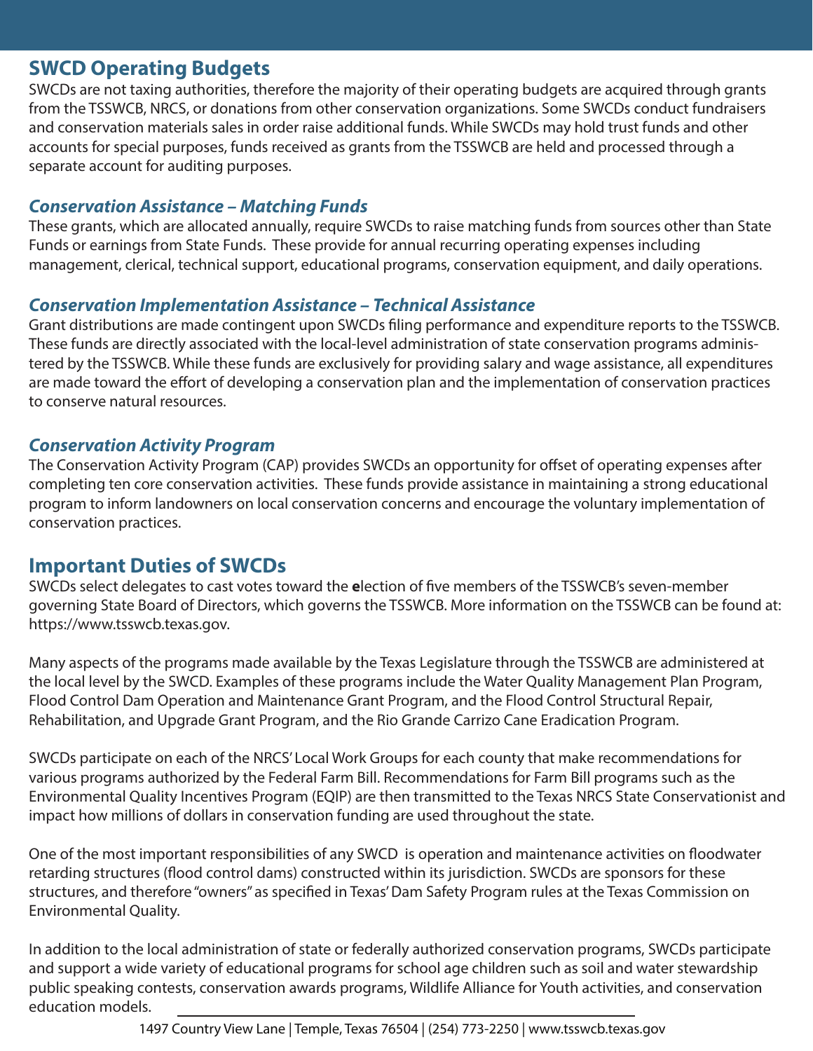## SWCD Operating Budgets

SWCDs are not taxing authorities, therefore the majority of their operating budgets are acquired through grants from the TSSWCB, NRCS, or donations from other conservation organizations. Some SWCDs conduct fundraisers and conservation materials sales in order raise additional funds. While SWCDs may hold trust funds and other accounts for special purposes, funds received as grants from the TSSWCB are held and processed through a separate account for auditing purposes.

### *Conservation Assistance – Matching Funds*

These grants, which are allocated annually, require SWCDs to raise matching funds from sources other than State Funds or earnings from State Funds. These provide for annual recurring operating expenses including management, clerical, technical support, educational programs, conservation equipment, and daily operations.

### *Conservation Implementation Assistance – Technical Assistance*

Grant distributions are made contingent upon SWCDs filing performance and expenditure reports to the TSSWCB. These funds are directly associated with the local-level administration of state conservation programs administered by the TSSWCB. While these funds are exclusively for providing salary and wage assistance, all expenditures are made toward the effort of developing a conservation plan and the implementation of conservation practices to conserve natural resources.

### *Conservation Activity Program*

The Conservation Activity Program (CAP) provides SWCDs an opportunity for offset of operating expenses after completing ten core conservation activities. These funds provide assistance in maintaining a strong educational program to inform landowners on local conservation concerns and encourage the voluntary implementation of conservation practices.

## Important Duties of SWCDs

SWCDs select delegates to cast votes toward the **e**lection of five members of the TSSWCB's seven-member governing State Board of Directors, which governs the TSSWCB. More information on the TSSWCB can be found at: https://www.tsswcb.texas.gov.

Many aspects of the programs made available by the Texas Legislature through the TSSWCB are administered at the local level by the SWCD. Examples of these programs include the Water Quality Management Plan Program, Flood Control Dam Operation and Maintenance Grant Program, and the Flood Control Structural Repair, Rehabilitation, and Upgrade Grant Program, and the Rio Grande Carrizo Cane Eradication Program.

SWCDs participate on each of the NRCS' Local Work Groups for each county that make recommendations for various programs authorized by the Federal Farm Bill. Recommendations for Farm Bill programs such as the Environmental Quality Incentives Program (EQIP) are then transmitted to the Texas NRCS State Conservationist and impact how millions of dollars in conservation funding are used throughout the state.

One of the most important responsibilities of any SWCD is operation and maintenance activities on floodwater retarding structures (flood control dams) constructed within its jurisdiction. SWCDs are sponsors for these structures, and therefore "owners" as specified in Texas' Dam Safety Program rules at the Texas Commission on Environmental Quality.

In addition to the local administration of state or federally authorized conservation programs, SWCDs participate and support a wide variety of educational programs for school age children such as soil and water stewardship public speaking contests, conservation awards programs, Wildlife Alliance for Youth activities, and conservation education models.

1497 Country View Lane | Temple, Texas 76504 | (254) 773-2250 | www.tsswcb.texas.gov